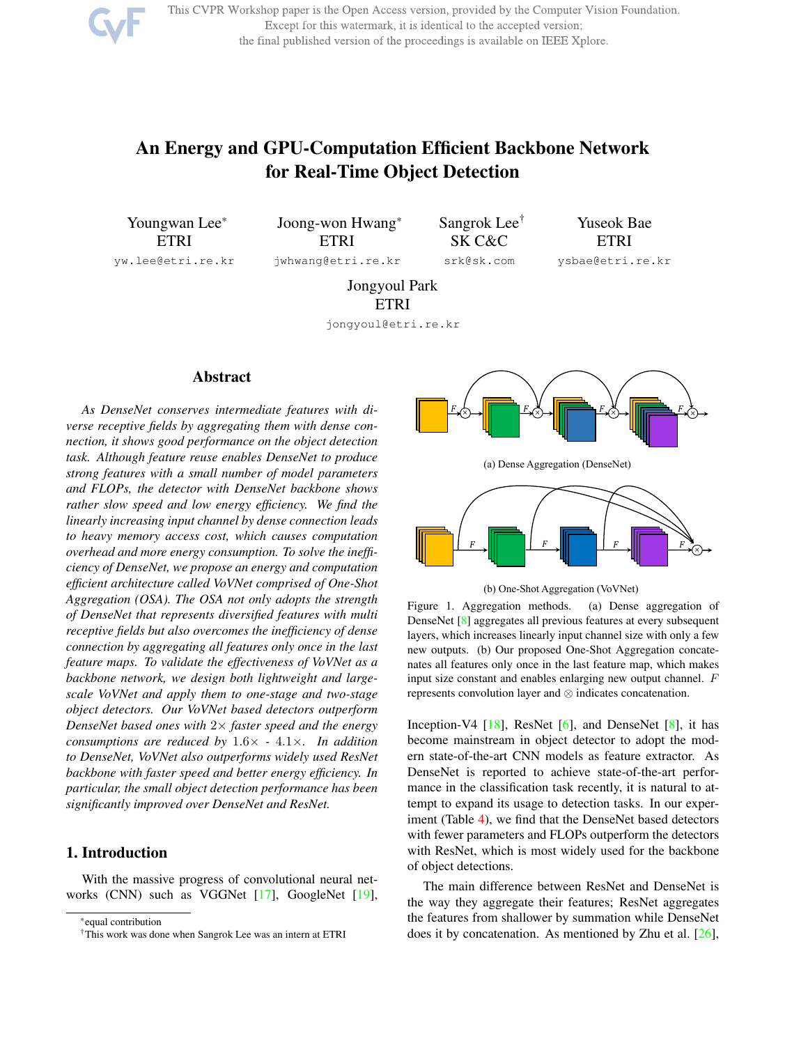# An Energy and GPU-Computation Efficient Backbone Network for Real-Time Object Detection

Youngwan Lee* ETRI yw.lee@etri.re.kr

Joong-won Hwang* ETRI jwhwang@etri.re.kr

Sangrok Lee† SK C&C srk@sk.com

Yuseok Bae ETRI ysbae@etri.re.kr

Jongyoul Park ETRI jongyoul@etri.re.kr

## Abstract

*As DenseNet conserves intermediate features with diverse receptive fields by aggregating them with dense connection, it shows good performance on the object detection task. Although feature reuse enables DenseNet to produce strong features with a small number of model parameters and FLOPs, the detector with DenseNet backbone shows rather slow speed and low energy efficiency. We find the linearly increasing input channel by dense connection leads to heavy memory access cost, which causes computation overhead and more energy consumption. To solve the inefficiency of DenseNet, we propose an energy and computation efficient architecture called VoVNet comprised of One-Shot Aggregation (OSA). The OSA not only adopts the strength of DenseNet that represents diversified features with multi receptive fields but also overcomes the inefficiency of dense connection by aggregating all features only once in the last feature maps. To validate the effectiveness of VoVNet as a backbone network, we design both lightweight and large-scale VoVNet and apply them to one-stage and two-stage object detectors. Our VoVNet based detectors outperform DenseNet based ones with $2\times$ faster speed and the energy consumptions are reduced by $1.6\times$ - $4.1\times$. In addition to DenseNet, VoVNet also outperforms widely used ResNet backbone with faster speed and better energy efficiency. In particular, the small object detection performance has been significantly improved over DenseNet and ResNet.*

## 1. Introduction

With the massive progress of convolutional neural networks (CNN) such as VGGNet [17], GoogleNet [19], Inception-V4 [18], ResNet [6], and DenseNet [8], it has become mainstream in object detector to adopt the modern state-of-the-art CNN models as feature extractor. As DenseNet is reported to achieve state-of-the-art performance in the classification task recently, it is natural to attempt to expand its usage to detection tasks. In our experiment (Table 4), we find that the DenseNet based detectors with fewer parameters and FLOPs outperform the detectors with ResNet, which is most widely used for the backbone of object detections.

(a) Dense Aggregation (DenseNet)

(b) One-Shot Aggregation (VoVNet)

Figure 1. Aggregation methods. (a) Dense aggregation of DenseNet [8] aggregates all previous features at every subsequent layers, which increases linearly input channel size with only a few new outputs. (b) Our proposed One-Shot Aggregation concatenates all features only once in the last feature map, which makes input size constant and enables enlarging new output channel. $F$ represents convolution layer and $\otimes$ indicates concatenation.

The main difference between ResNet and DenseNet is the way they aggregate their features; ResNet aggregates the features from shallower by summation while DenseNet does it by concatenation. As mentioned by Zhu et al. [26],

*equal contribution

†This work was done when Sangrok Lee was an intern at ETRI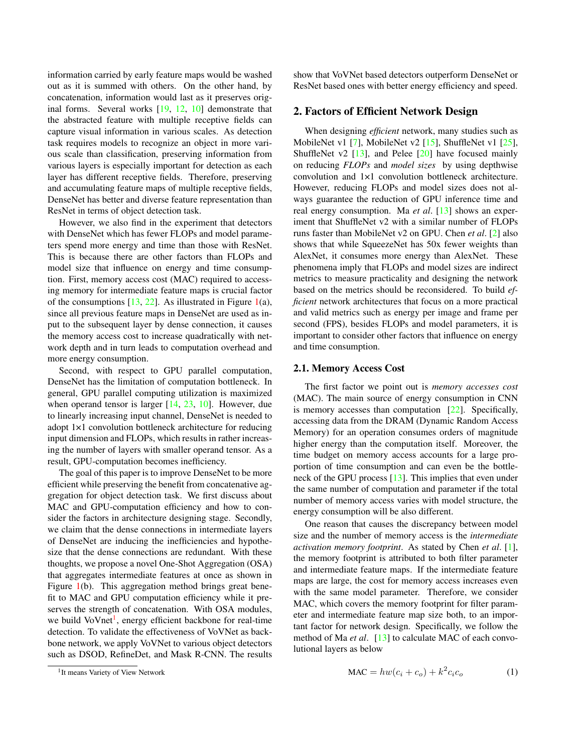information carried by early feature maps would be washed out as it is summed with others. On the other hand, by concatenation, information would last as it preserves original forms. Several works [19, 12, 10] demonstrate that the abstracted feature with multiple receptive fields can capture visual information in various scales. As detection task requires models to recognize an object in more various scale than classification, preserving information from various layers is especially important for detection as each layer has different receptive fields. Therefore, preserving and accumulating feature maps of multiple receptive fields, DenseNet has better and diverse feature representation than ResNet in terms of object detection task.

However, we also find in the experiment that detectors with DenseNet which has fewer FLOPs and model parameters spend more energy and time than those with ResNet. This is because there are other factors than FLOPs and model size that influence on energy and time consumption. First, memory access cost (MAC) required to accessing memory for intermediate feature maps is crucial factor of the consumptions [13, 22]. As illustrated in Figure 1(a), since all previous feature maps in DenseNet are used as input to the subsequent layer by dense connection, it causes the memory access cost to increase quadratically with network depth and in turn leads to computation overhead and more energy consumption.

Second, with respect to GPU parallel computation, DenseNet has the limitation of computation bottleneck. In general, GPU parallel computing utilization is maximized when operand tensor is larger [14, 23, 10]. However, due to linearly increasing input channel, DenseNet is needed to adopt 1×1 convolution bottleneck architecture for reducing input dimension and FLOPs, which results in rather increasing the number of layers with smaller operand tensor. As a result, GPU-computation becomes inefficiency.

The goal of this paper is to improve DenseNet to be more efficient while preserving the benefit from concatenative aggregation for object detection task. We first discuss about MAC and GPU-computation efficiency and how to consider the factors in architecture designing stage. Secondly, we claim that the dense connections in intermediate layers of DenseNet are inducing the inefficiencies and hypothesize that the dense connections are redundant. With these thoughts, we propose a novel One-Shot Aggregation (OSA) that aggregates intermediate features at once as shown in Figure 1(b). This aggregation method brings great benefit to MAC and GPU computation efficiency while it preserves the strength of concatenation. With OSA modules, we build VoVnet[1], energy efficient backbone for real-time detection. To validate the effectiveness of VoVNet as backbone network, we apply VoVNet to various object detectors such as DSOD, RefineDet, and Mask R-CNN. The results show that VoVNet based detectors outperform DenseNet or ResNet based ones with better energy efficiency and speed.

[1] It means Variety of View Network

## 2. Factors of Efficient Network Design

When designing *efficient* network, many studies such as MobileNet v1 [7], MobileNet v2 [15], ShuffleNet v1 [25], ShuffleNet v2 [13], and Pelee [20] have focused mainly on reducing *FLOPs* and *model sizes* by using depthwise convolution and 1×1 convolution bottleneck architecture. However, reducing FLOPs and model sizes does not always guarantee the reduction of GPU inference time and real energy consumption. Ma *et al*. [13] shows an experiment that ShuffleNet v2 with a similar number of FLOPs runs faster than MobileNet v2 on GPU. Chen *et al*. [2] also shows that while SqueezeNet has 50x fewer weights than AlexNet, it consumes more energy than AlexNet. These phenomena imply that FLOPs and model sizes are indirect metrics to measure practicality and designing the network based on the metrics should be reconsidered. To build *efficient* network architectures that focus on a more practical and valid metrics such as energy per image and frame per second (FPS), besides FLOPs and model parameters, it is important to consider other factors that influence on energy and time consumption.

### 2.1. Memory Access Cost

The first factor we point out is *memory accesses cost* (MAC). The main source of energy consumption in CNN is memory accesses than computation [22]. Specifically, accessing data from the DRAM (Dynamic Random Access Memory) for an operation consumes orders of magnitude higher energy than the computation itself. Moreover, the time budget on memory access accounts for a large proportion of time consumption and can even be the bottleneck of the GPU process [13]. This implies that even under the same number of computation and parameter if the total number of memory access varies with model structure, the energy consumption will be also different.

One reason that causes the discrepancy between model size and the number of memory access is the *intermediate activation memory footprint*. As stated by Chen *et al*. [1], the memory footprint is attributed to both filter parameter and intermediate feature maps. If the intermediate feature maps are large, the cost for memory access increases even with the same model parameter. Therefore, we consider MAC, which covers the memory footprint for filter parameter and intermediate feature map size both, to an important factor for network design. Specifically, we follow the method of Ma *et al*. [13] to calculate MAC of each convolutional layers as below

$$\text{MAC} = hw(c_i + c_o) + k^2 c_i c_o \tag{1}$$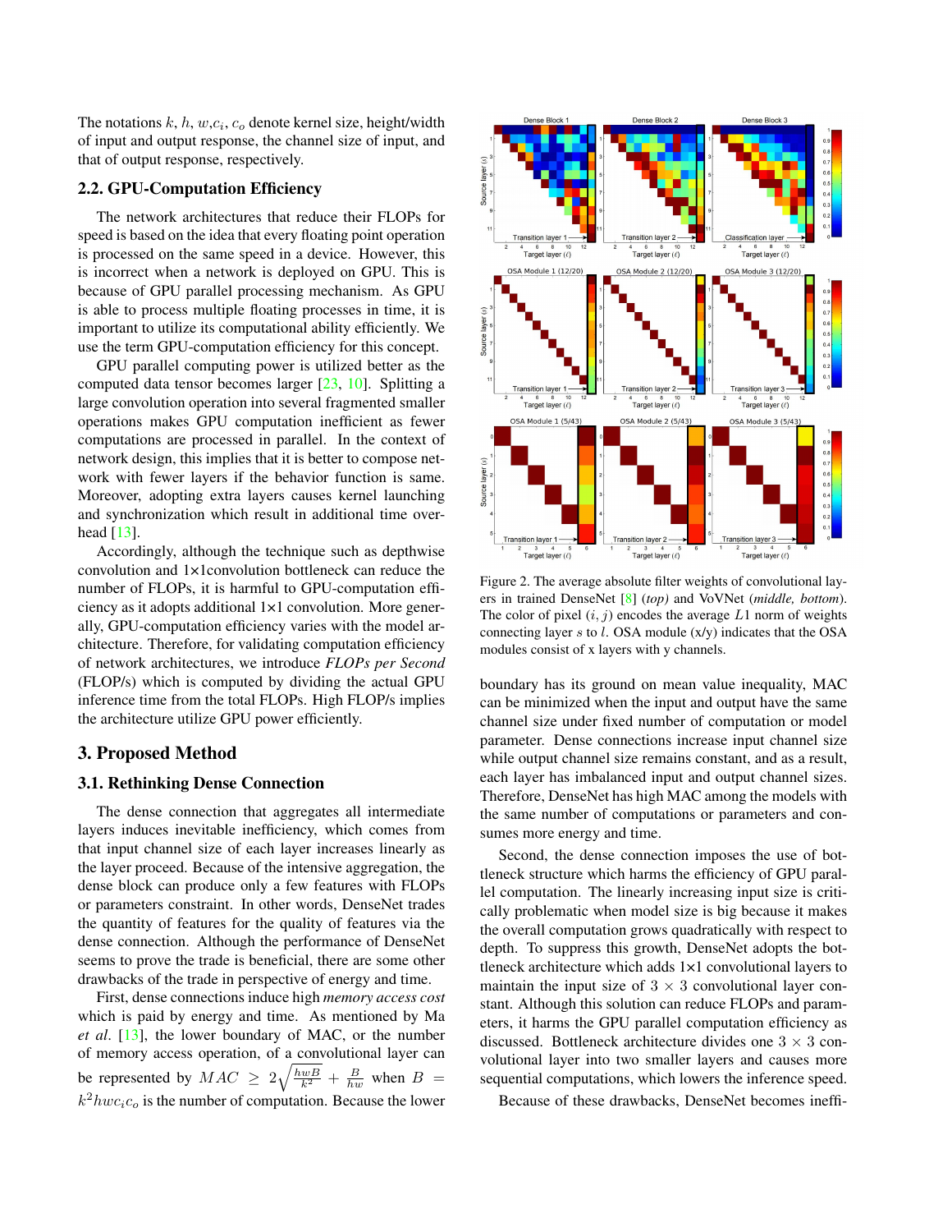The notations $k$, $h$, $w$,$c_i$, $c_o$ denote kernel size, height/width of input and output response, the channel size of input, and that of output response, respectively.

### 2.2. GPU-Computation Efficiency

The network architectures that reduce their FLOPs for speed is based on the idea that every floating point operation is processed on the same speed in a device. However, this is incorrect when a network is deployed on GPU. This is because of GPU parallel processing mechanism. As GPU is able to process multiple floating processes in time, it is important to utilize its computational ability efficiently. We use the term GPU-computation efficiency for this concept.

GPU parallel computing power is utilized better as the computed data tensor becomes larger [23, 10]. Splitting a large convolution operation into several fragmented smaller operations makes GPU computation inefficient as fewer computations are processed in parallel. In the context of network design, this implies that it is better to compose network with fewer layers if the behavior function is same. Moreover, adopting extra layers causes kernel launching and synchronization which result in additional time overhead [13].

Accordingly, although the technique such as depthwise convolution and 1×1convolution bottleneck can reduce the number of FLOPs, it is harmful to GPU-computation efficiency as it adopts additional 1×1 convolution. More generally, GPU-computation efficiency varies with the model architecture. Therefore, for validating computation efficiency of network architectures, we introduce *FLOPs per Second* (FLOP/s) which is computed by dividing the actual GPU inference time from the total FLOPs. High FLOP/s implies the architecture utilize GPU power efficiently.

## 3. Proposed Method

### 3.1. Rethinking Dense Connection

The dense connection that aggregates all intermediate layers induces inevitable inefficiency, which comes from that input channel size of each layer increases linearly as the layer proceed. Because of the intensive aggregation, the dense block can produce only a few features with FLOPs or parameters constraint. In other words, DenseNet trades the quantity of features for the quality of features via the dense connection. Although the performance of DenseNet seems to prove the trade is beneficial, there are some other drawbacks of the trade in perspective of energy and time.

First, dense connections induce high *memory access cost* which is paid by energy and time. As mentioned by Ma *et al*. [13], the lower boundary of MAC, or the number of memory access operation, of a convolutional layer can be represented by $MAC \geq 2\sqrt{\frac{hwB}{k^2}} + \frac{B}{hw}$ when $B = k^2hwc_ic_o$ is the number of computation. Because the lower boundary has its ground on mean value inequality, MAC can be minimized when the input and output have the same channel size under fixed number of computation or model parameter. Dense connections increase input channel size while output channel size remains constant, and as a result, each layer has imbalanced input and output channel sizes. Therefore, DenseNet has high MAC among the models with the same number of computations or parameters and consumes more energy and time.

Figure 2. The average absolute filter weights of convolutional layers in trained DenseNet [8] *(top)* and VoVNet *(middle, bottom)*. The color of pixel $(i, j)$ encodes the average $L1$ norm of weights connecting layer $s$ to $l$. OSA module (x/y) indicates that the OSA modules consist of x layers with y channels.

Second, the dense connection imposes the use of bottleneck structure which harms the efficiency of GPU parallel computation. The linearly increasing input size is critically problematic when model size is big because it makes the overall computation grows quadratically with respect to depth. To suppress this growth, DenseNet adopts the bottleneck architecture which adds 1×1 convolutional layers to maintain the input size of 3 × 3 convolutional layer constant. Although this solution can reduce FLOPs and parameters, it harms the GPU parallel computation efficiency as discussed. Bottleneck architecture divides one 3 × 3 convolutional layer into two smaller layers and causes more sequential computations, which lowers the inference speed.

Because of these drawbacks, DenseNet becomes ineffi-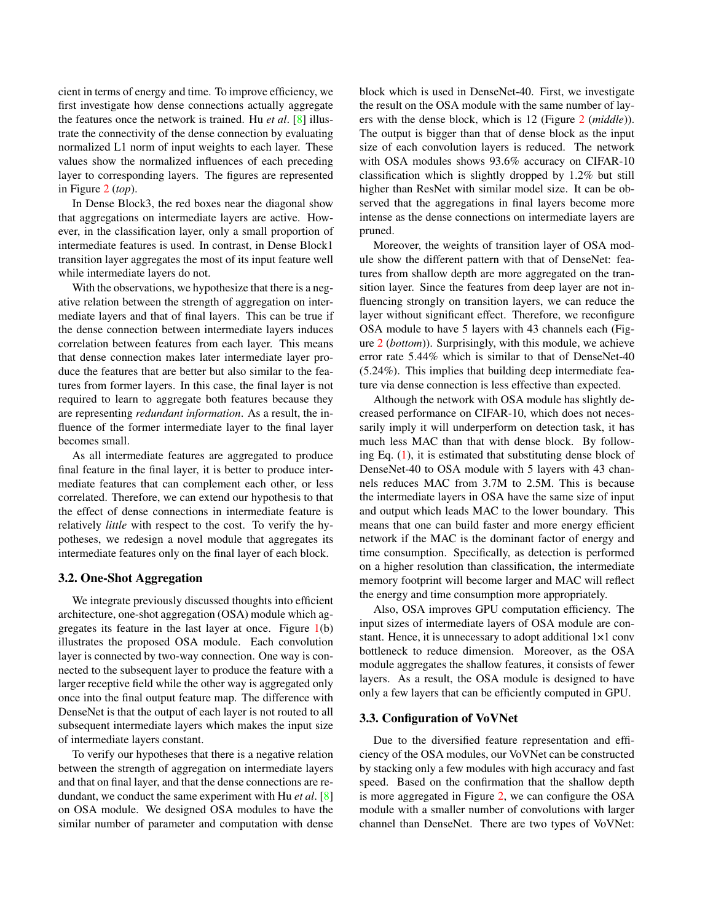cient in terms of energy and time. To improve efficiency, we first investigate how dense connections actually aggregate the features once the network is trained. Hu *et al*. [8] illustrate the connectivity of the dense connection by evaluating normalized L1 norm of input weights to each layer. These values show the normalized influences of each preceding layer to corresponding layers. The figures are represented in Figure 2 (*top*).

In Dense Block3, the red boxes near the diagonal show that aggregations on intermediate layers are active. However, in the classification layer, only a small proportion of intermediate features is used. In contrast, in Dense Block1 transition layer aggregates the most of its input feature well while intermediate layers do not.

With the observations, we hypothesize that there is a negative relation between the strength of aggregation on intermediate layers and that of final layers. This can be true if the dense connection between intermediate layers induces correlation between features from each layer. This means that dense connection makes later intermediate layer produce the features that are better but also similar to the features from former layers. In this case, the final layer is not required to learn to aggregate both features because they are representing *redundant information*. As a result, the influence of the former intermediate layer to the final layer becomes small.

As all intermediate features are aggregated to produce final feature in the final layer, it is better to produce intermediate features that can complement each other, or less correlated. Therefore, we can extend our hypothesis to that the effect of dense connections in intermediate feature is relatively *little* with respect to the cost. To verify the hypotheses, we redesign a novel module that aggregates its intermediate features only on the final layer of each block.

### 3.2. One-Shot Aggregation

We integrate previously discussed thoughts into efficient architecture, one-shot aggregation (OSA) module which aggregates its feature in the last layer at once. Figure 1(b) illustrates the proposed OSA module. Each convolution layer is connected by two-way connection. One way is connected to the subsequent layer to produce the feature with a larger receptive field while the other way is aggregated only once into the final output feature map. The difference with DenseNet is that the output of each layer is not routed to all subsequent intermediate layers which makes the input size of intermediate layers constant.

To verify our hypotheses that there is a negative relation between the strength of aggregation on intermediate layers and that on final layer, and that the dense connections are redundant, we conduct the same experiment with Hu *et al*. [8] on OSA module. We designed OSA modules to have the similar number of parameter and computation with dense block which is used in DenseNet-40. First, we investigate the result on the OSA module with the same number of layers with the dense block, which is 12 (Figure 2 (*middle*)). The output is bigger than that of dense block as the input size of each convolution layers is reduced. The network with OSA modules shows 93.6% accuracy on CIFAR-10 classification which is slightly dropped by 1.2% but still higher than ResNet with similar model size. It can be observed that the aggregations in final layers become more intense as the dense connections on intermediate layers are pruned.

Moreover, the weights of transition layer of OSA module show the different pattern with that of DenseNet: features from shallow depth are more aggregated on the transition layer. Since the features from deep layer are not influencing strongly on transition layers, we can reduce the layer without significant effect. Therefore, we reconfigure OSA module to have 5 layers with 43 channels each (Figure 2 (*bottom*)). Surprisingly, with this module, we achieve error rate 5.44% which is similar to that of DenseNet-40 (5.24%). This implies that building deep intermediate feature via dense connection is less effective than expected.

Although the network with OSA module has slightly decreased performance on CIFAR-10, which does not necessarily imply it will underperform on detection task, it has much less MAC than that with dense block. By following Eq. (1), it is estimated that substituting dense block of DenseNet-40 to OSA module with 5 layers with 43 channels reduces MAC from 3.7M to 2.5M. This is because the intermediate layers in OSA have the same size of input and output which leads MAC to the lower boundary. This means that one can build faster and more energy efficient network if the MAC is the dominant factor of energy and time consumption. Specifically, as detection is performed on a higher resolution than classification, the intermediate memory footprint will become larger and MAC will reflect the energy and time consumption more appropriately.

Also, OSA improves GPU computation efficiency. The input sizes of intermediate layers of OSA module are constant. Hence, it is unnecessary to adopt additional 1×1 conv bottleneck to reduce dimension. Moreover, as the OSA module aggregates the shallow features, it consists of fewer layers. As a result, the OSA module is designed to have only a few layers that can be efficiently computed in GPU.

### 3.3. Configuration of VoVNet

Due to the diversified feature representation and efficiency of the OSA modules, our VoVNet can be constructed by stacking only a few modules with high accuracy and fast speed. Based on the confirmation that the shallow depth is more aggregated in Figure 2, we can configure the OSA module with a smaller number of convolutions with larger channel than DenseNet. There are two types of VoVNet: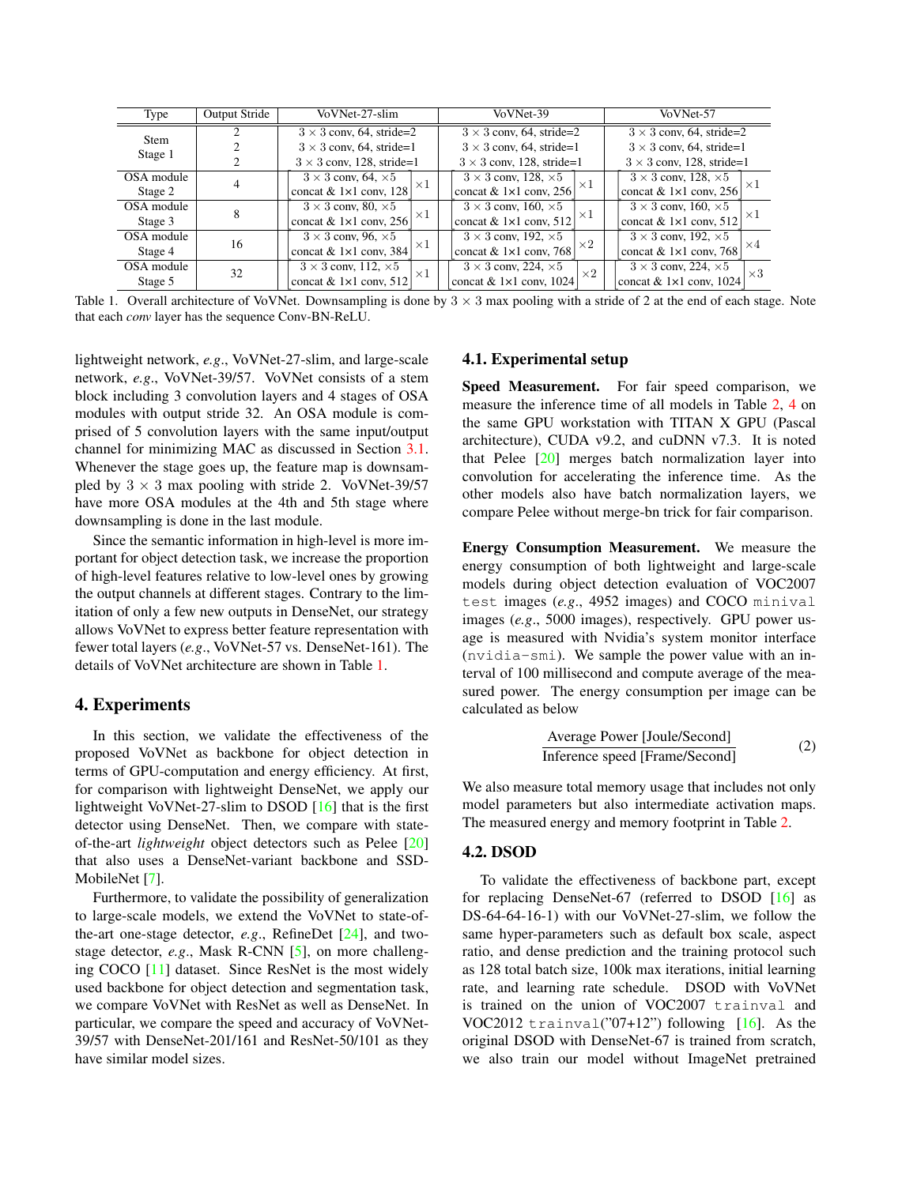| Type | Output Stride | VoVNet-27-slim | VoVNet-39 | VoVNet-57 |
|---|---|---|---|---|
| Stem Stage 1 | 2 | $3 \times 3$ conv, 64, stride=2 | $3 \times 3$ conv, 64, stride=2 | $3 \times 3$ conv, 64, stride=2 |
| | 2 | $3 \times 3$ conv, 64, stride=1 | $3 \times 3$ conv, 64, stride=1 | $3 \times 3$ conv, 64, stride=1 |
| | 2 | $3 \times 3$ conv, 128, stride=1 | $3 \times 3$ conv, 128, stride=1 | $3 \times 3$ conv, 128, stride=1 |
| OSA module Stage 2 | 4 | [$3 \times 3$ conv, 64, $\times 5$; concat & 1×1 conv, 128] $\times 1$ | [$3 \times 3$ conv, 128, $\times 5$; concat & 1×1 conv, 256] $\times 1$ | [$3 \times 3$ conv, 128, $\times 5$; concat & 1×1 conv, 256] $\times 1$ |
| OSA module Stage 3 | 8 | [$3 \times 3$ conv, 80, $\times 5$; concat & 1×1 conv, 256] $\times 1$ | [$3 \times 3$ conv, 160, $\times 5$; concat & 1×1 conv, 512] $\times 1$ | [$3 \times 3$ conv, 160, $\times 5$; concat & 1×1 conv, 512] $\times 1$ |
| OSA module Stage 4 | 16 | [$3 \times 3$ conv, 96, $\times 5$; concat & 1×1 conv, 384] $\times 1$ | [$3 \times 3$ conv, 192, $\times 5$; concat & 1×1 conv, 768] $\times 2$ | [$3 \times 3$ conv, 192, $\times 5$; concat & 1×1 conv, 768] $\times 4$ |
| OSA module Stage 5 | 32 | [$3 \times 3$ conv, 112, $\times 5$; concat & 1×1 conv, 512] $\times 1$ | [$3 \times 3$ conv, 224, $\times 5$; concat & 1×1 conv, 1024] $\times 2$ | [$3 \times 3$ conv, 224, $\times 5$; concat & 1×1 conv, 1024] $\times 3$ |

Table 1. Overall architecture of VoVNet. Downsampling is done by $3 \times 3$ max pooling with a stride of 2 at the end of each stage. Note that each *conv* layer has the sequence Conv-BN-ReLU.

lightweight network, *e.g*., VoVNet-27-slim, and large-scale network, *e.g*., VoVNet-39/57. VoVNet consists of a stem block including 3 convolution layers and 4 stages of OSA modules with output stride 32. An OSA module is comprised of 5 convolution layers with the same input/output channel for minimizing MAC as discussed in Section 3.1. Whenever the stage goes up, the feature map is downsampled by $3 \times 3$ max pooling with stride 2. VoVNet-39/57 have more OSA modules at the 4th and 5th stage where downsampling is done in the last module.

Since the semantic information in high-level is more important for object detection task, we increase the proportion of high-level features relative to low-level ones by growing the output channels at different stages. Contrary to the limitation of only a few new outputs in DenseNet, our strategy allows VoVNet to express better feature representation with fewer total layers (*e.g*., VoVNet-57 vs. DenseNet-161). The details of VoVNet architecture are shown in Table 1.

# 4. Experiments

In this section, we validate the effectiveness of the proposed VoVNet as backbone for object detection in terms of GPU-computation and energy efficiency. At first, for comparison with lightweight DenseNet, we apply our lightweight VoVNet-27-slim to DSOD [16] that is the first detector using DenseNet. Then, we compare with state-of-the-art *lightweight* object detectors such as Pelee [20] that also uses a DenseNet-variant backbone and SSD-MobileNet [7].

Furthermore, to validate the possibility of generalization to large-scale models, we extend the VoVNet to state-of-the-art one-stage detector, *e.g*., RefineDet [24], and two-stage detector, *e.g*., Mask R-CNN [5], on more challenging COCO [11] dataset. Since ResNet is the most widely used backbone for object detection and segmentation task, we compare VoVNet with ResNet as well as DenseNet. In particular, we compare the speed and accuracy of VoVNet-39/57 with DenseNet-201/161 and ResNet-50/101 as they have similar model sizes.

## 4.1. Experimental setup

**Speed Measurement.** For fair speed comparison, we measure the inference time of all models in Table 2, 4 on the same GPU workstation with TITAN X GPU (Pascal architecture), CUDA v9.2, and cuDNN v7.3. It is noted that Pelee [20] merges batch normalization layer into convolution for accelerating the inference time. As the other models also have batch normalization layers, we compare Pelee without merge-bn trick for fair comparison.

**Energy Consumption Measurement.** We measure the energy consumption of both lightweight and large-scale models during object detection evaluation of VOC2007 `test` images (*e.g*., 4952 images) and COCO `minival` images (*e.g*., 5000 images), respectively. GPU power usage is measured with Nvidia's system monitor interface (`nvidia-smi`). We sample the power value with an interval of 100 millisecond and compute average of the measured power. The energy consumption per image can be calculated as below

$$\frac{\text{Average Power [Joule/Second]}}{\text{Inference speed [Frame/Second]}} \tag{2}$$

We also measure total memory usage that includes not only model parameters but also intermediate activation maps. The measured energy and memory footprint in Table 2.

## 4.2. DSOD

To validate the effectiveness of backbone part, except for replacing DenseNet-67 (referred to DSOD [16] as DS-64-64-16-1) with our VoVNet-27-slim, we follow the same hyper-parameters such as default box scale, aspect ratio, and dense prediction and the training protocol such as 128 total batch size, 100k max iterations, initial learning rate, and learning rate schedule. DSOD with VoVNet is trained on the union of VOC2007 `trainval` and VOC2012 `trainval`("07+12") following [16]. As the original DSOD with DenseNet-67 is trained from scratch, we also train our model without ImageNet pretrained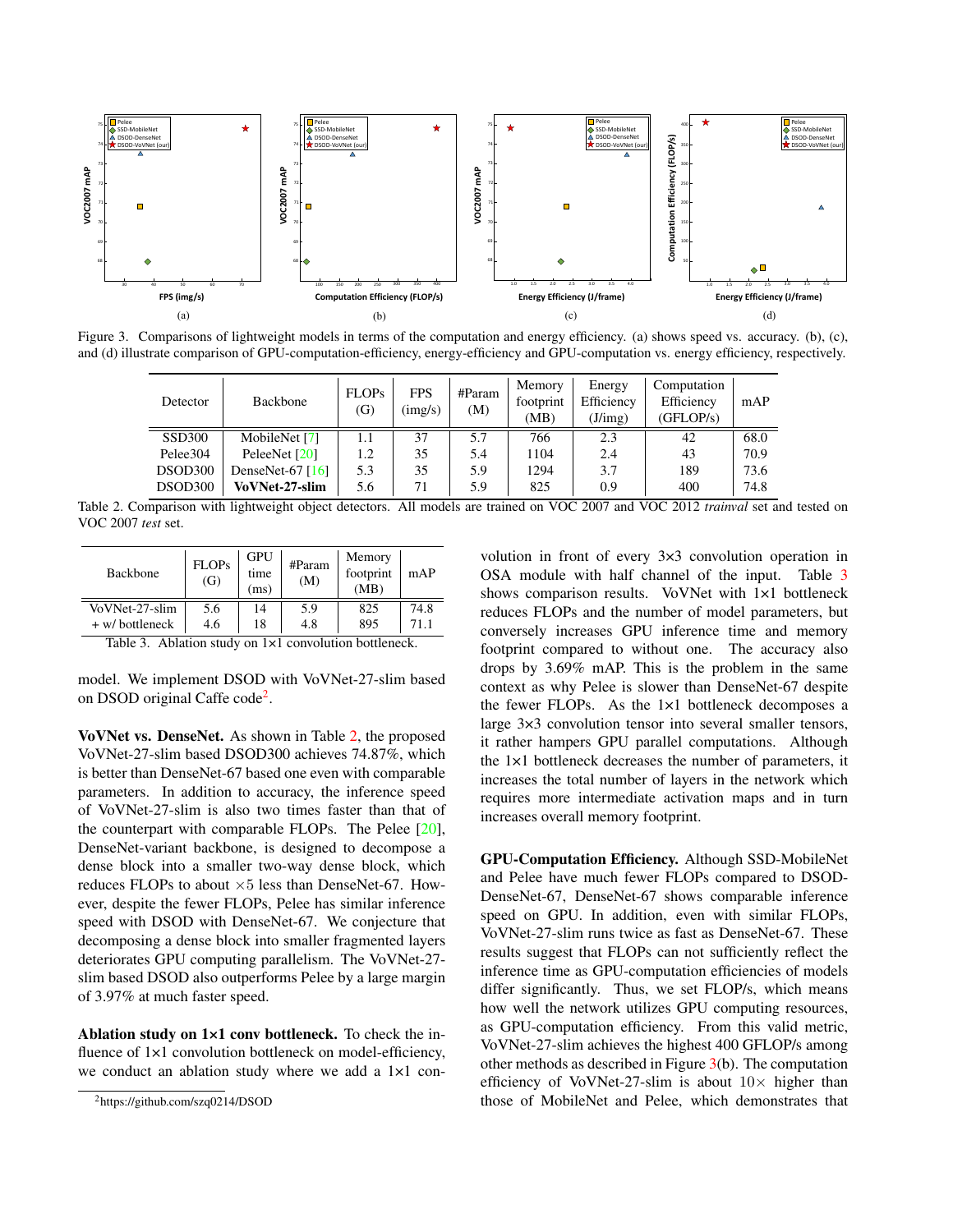Figure 3. Comparisons of lightweight models in terms of the computation and energy efficiency. (a) shows speed vs. accuracy. (b), (c), and (d) illustrate comparison of GPU-computation-efficiency, energy-efficiency and GPU-computation vs. energy efficiency, respectively.

| Detector | Backbone | FLOPs (G) | FPS (img/s) | #Param (M) | Memory footprint (MB) | Energy Efficiency (J/img) | Computation Efficiency (GFLOP/s) | mAP |
|---|---|---|---|---|---|---|---|---|
| SSD300 | MobileNet [7] | 1.1 | 37 | 5.7 | 766 | 2.3 | 42 | 68.0 |
| Pelee304 | PeleeNet [20] | 1.2 | 35 | 5.4 | 1104 | 2.4 | 43 | 70.9 |
| DSOD300 | DenseNet-67 [16] | 5.3 | 35 | 5.9 | 1294 | 3.7 | 189 | 73.6 |
| DSOD300 | **VoVNet-27-slim** | 5.6 | 71 | 5.9 | 825 | 0.9 | 400 | 74.8 |

Table 2. Comparison with lightweight object detectors. All models are trained on VOC 2007 and VOC 2012 *trainval* set and tested on VOC 2007 *test* set.

| Backbone | FLOPs (G) | GPU time (ms) | #Param (M) | Memory footprint (MB) | mAP |
|---|---|---|---|---|---|
| VoVNet-27-slim | 5.6 | 14 | 5.9 | 825 | 74.8 |
| + w/ bottleneck | 4.6 | 18 | 4.8 | 895 | 71.1 |

Table 3. Ablation study on 1×1 convolution bottleneck.

model. We implement DSOD with VoVNet-27-slim based on DSOD original Caffe code[2].

**VoVNet vs. DenseNet.** As shown in Table 2, the proposed VoVNet-27-slim based DSOD300 achieves 74.87%, which is better than DenseNet-67 based one even with comparable parameters. In addition to accuracy, the inference speed of VoVNet-27-slim is also two times faster than that of the counterpart with comparable FLOPs. The Pelee [20], DenseNet-variant backbone, is designed to decompose a dense block into a smaller two-way dense block, which reduces FLOPs to about ×5 less than DenseNet-67. However, despite the fewer FLOPs, Pelee has similar inference speed with DSOD with DenseNet-67. We conjecture that decomposing a dense block into smaller fragmented layers deteriorates GPU computing parallelism. The VoVNet-27-slim based DSOD also outperforms Pelee by a large margin of 3.97% at much faster speed.

**Ablation study on 1×1 conv bottleneck.** To check the influence of 1×1 convolution bottleneck on model-efficiency, we conduct an ablation study where we add a 1×1 convolution in front of every 3×3 convolution operation in OSA module with half channel of the input. Table 3 shows comparison results. VoVNet with 1×1 bottleneck reduces FLOPs and the number of model parameters, but conversely increases GPU inference time and memory footprint compared to without one. The accuracy also drops by 3.69% mAP. This is the problem in the same context as why Pelee is slower than DenseNet-67 despite the fewer FLOPs. As the 1×1 bottleneck decomposes a large 3×3 convolution tensor into several smaller tensors, it rather hampers GPU parallel computations. Although the 1×1 bottleneck decreases the number of parameters, it increases the total number of layers in the network which requires more intermediate activation maps and in turn increases overall memory footprint.

**GPU-Computation Efficiency.** Although SSD-MobileNet and Pelee have much fewer FLOPs compared to DSOD-DenseNet-67, DenseNet-67 shows comparable inference speed on GPU. In addition, even with similar FLOPs, VoVNet-27-slim runs twice as fast as DenseNet-67. These results suggest that FLOPs can not sufficiently reflect the inference time as GPU-computation efficiencies of models differ significantly. Thus, we set FLOP/s, which means how well the network utilizes GPU computing resources, as GPU-computation efficiency. From this valid metric, VoVNet-27-slim achieves the highest 400 GFLOP/s among other methods as described in Figure 3(b). The computation efficiency of VoVNet-27-slim is about 10× higher than those of MobileNet and Pelee, which demonstrates that

[2] https://github.com/szq0214/DSOD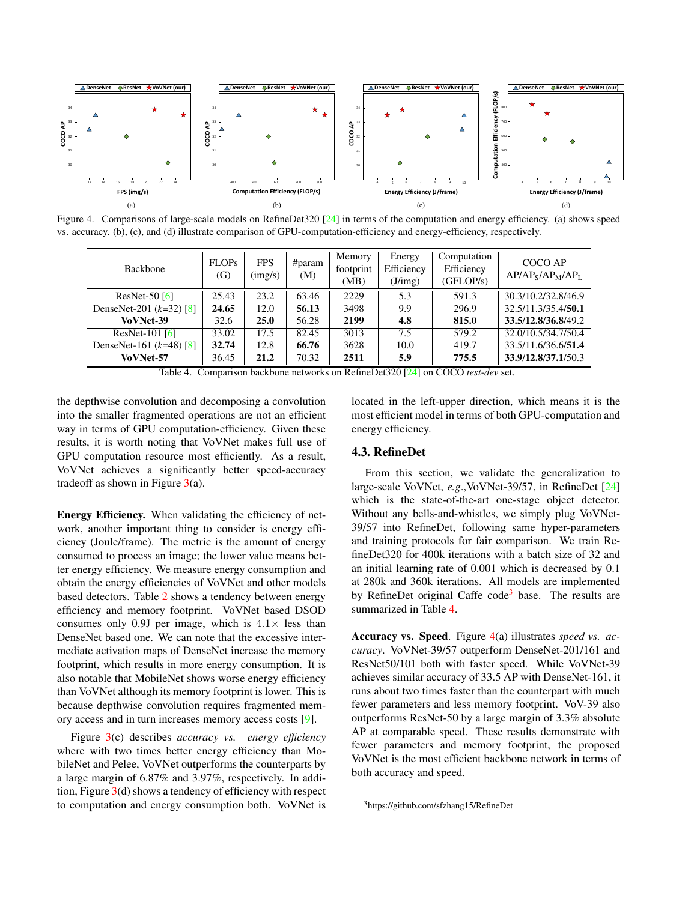Figure 4. Comparisons of large-scale models on RefineDet320 [24] in terms of the computation and energy efficiency. (a) shows speed vs. accuracy. (b), (c), and (d) illustrate comparison of GPU-computation-efficiency and energy-efficiency, respectively.

| Backbone | FLOPs (G) | FPS (img/s) | #param (M) | Memory footprint (MB) | Energy Efficiency (J/img) | Computation Efficiency (GFLOP/s) | COCO AP AP/AP$_S$/AP$_M$/AP$_L$ |
|---|---|---|---|---|---|---|---|
| ResNet-50 [6] | 25.43 | 23.2 | 63.46 | 2229 | 5.3 | 591.3 | 30.3/10.2/32.8/46.9 |
| DenseNet-201 ($k$=32) [8] | **24.65** | 12.0 | **56.13** | 3498 | 9.9 | 296.9 | 32.5/11.3/35.4/**50.1** |
| **VoVNet-39** | 32.6 | **25.0** | 56.28 | **2199** | **4.8** | **815.0** | **33.5/12.8/36.8**/49.2 |
| ResNet-101 [6] | 33.02 | 17.5 | 82.45 | 3013 | 7.5 | 579.2 | 32.0/10.5/34.7/50.4 |
| DenseNet-161 ($k$=48) [8] | **32.74** | 12.8 | **66.76** | 3628 | 10.0 | 419.7 | 33.5/11.6/36.6/**51.4** |
| **VoVNet-57** | 36.45 | **21.2** | 70.32 | **2511** | **5.9** | **775.5** | **33.9/12.8/37.1**/50.3 |

Table 4. Comparison backbone networks on RefineDet320 [24] on COCO *test-dev* set.

the depthwise convolution and decomposing a convolution into the smaller fragmented operations are not an efficient way in terms of GPU computation-efficiency. Given these results, it is worth noting that VoVNet makes full use of GPU computation resource most efficiently. As a result, VoVNet achieves a significantly better speed-accuracy tradeoff as shown in Figure 3(a).

**Energy Efficiency.** When validating the efficiency of network, another important thing to consider is energy efficiency (Joule/frame). The metric is the amount of energy consumed to process an image; the lower value means better energy efficiency. We measure energy consumption and obtain the energy efficiencies of VoVNet and other models based detectors. Table 2 shows a tendency between energy efficiency and memory footprint. VoVNet based DSOD consumes only 0.9J per image, which is $4.1\times$ less than DenseNet based one. We can note that the excessive intermediate activation maps of DenseNet increase the memory footprint, which results in more energy consumption. It is also notable that MobileNet shows worse energy efficiency than VoVNet although its memory footprint is lower. This is because depthwise convolution requires fragmented memory access and in turn increases memory access costs [9].

Figure 3(c) describes *accuracy vs. energy efficiency* where with two times better energy efficiency than MobileNet and Pelee, VoVNet outperforms the counterparts by a large margin of 6.87% and 3.97%, respectively. In addition, Figure 3(d) shows a tendency of efficiency with respect to computation and energy consumption both. VoVNet is located in the left-upper direction, which means it is the most efficient model in terms of both GPU-computation and energy efficiency.

### 4.3. RefineDet

From this section, we validate the generalization to large-scale VoVNet, *e.g.*,VoVNet-39/57, in RefineDet [24] which is the state-of-the-art one-stage object detector. Without any bells-and-whistles, we simply plug VoVNet-39/57 into RefineDet, following same hyper-parameters and training protocols for fair comparison. We train RefineDet320 for 400k iterations with a batch size of 32 and an initial learning rate of 0.001 which is decreased by 0.1 at 280k and 360k iterations. All models are implemented by RefineDet original Caffe code[3] base. The results are summarized in Table 4.

**Accuracy vs. Speed**. Figure 4(a) illustrates *speed vs. accuracy*. VoVNet-39/57 outperform DenseNet-201/161 and ResNet50/101 both with faster speed. While VoVNet-39 achieves similar accuracy of 33.5 AP with DenseNet-161, it runs about two times faster than the counterpart with much fewer parameters and less memory footprint. VoV-39 also outperforms ResNet-50 by a large margin of 3.3% absolute AP at comparable speed. These results demonstrate with fewer parameters and memory footprint, the proposed VoVNet is the most efficient backbone network in terms of both accuracy and speed.

[3] https://github.com/sfzhang15/RefineDet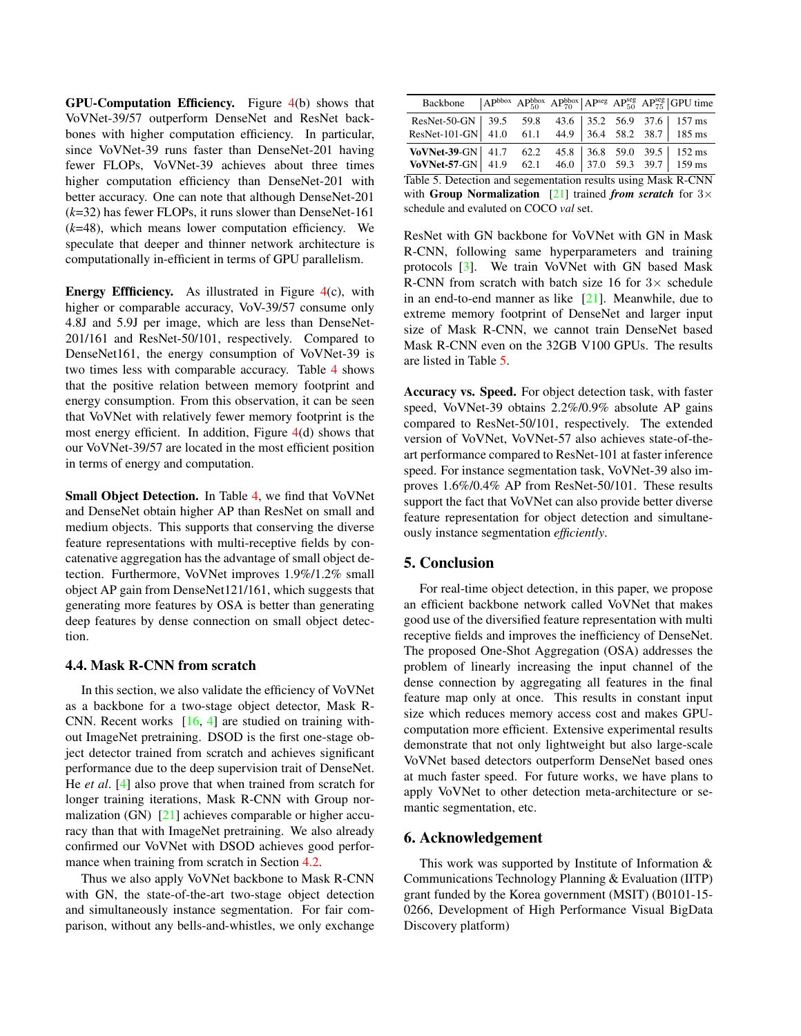**GPU-Computation Efficiency.** Figure 4(b) shows that VoVNet-39/57 outperform DenseNet and ResNet backbones with higher computation efficiency. In particular, since VoVNet-39 runs faster than DenseNet-201 having fewer FLOPs, VoVNet-39 achieves about three times higher computation efficiency than DenseNet-201 with better accuracy. One can note that although DenseNet-201 ($k$=32) has fewer FLOPs, it runs slower than DenseNet-161 ($k$=48), which means lower computation efficiency. We speculate that deeper and thinner network architecture is computationally in-efficient in terms of GPU parallelism.

**Energy Effficiency.** As illustrated in Figure 4(c), with higher or comparable accuracy, VoV-39/57 consume only 4.8J and 5.9J per image, which are less than DenseNet-201/161 and ResNet-50/101, respectively. Compared to DenseNet161, the energy consumption of VoVNet-39 is two times less with comparable accuracy. Table 4 shows that the positive relation between memory footprint and energy consumption. From this observation, it can be seen that VoVNet with relatively fewer memory footprint is the most energy efficient. In addition, Figure 4(d) shows that our VoVNet-39/57 are located in the most efficient position in terms of energy and computation.

**Small Object Detection.** In Table 4, we find that VoVNet and DenseNet obtain higher AP than ResNet on small and medium objects. This supports that conserving the diverse feature representations with multi-receptive fields by concatenative aggregation has the advantage of small object detection. Furthermore, VoVNet improves 1.9%/1.2% small object AP gain from DenseNet121/161, which suggests that generating more features by OSA is better than generating deep features by dense connection on small object detection.

### 4.4. Mask R-CNN from scratch

In this section, we also validate the efficiency of VoVNet as a backbone for a two-stage object detector, Mask R-CNN. Recent works [16, 4] are studied on training without ImageNet pretraining. DSOD is the first one-stage object detector trained from scratch and achieves significant performance due to the deep supervision trait of DenseNet. He *et al*. [4] also prove that when trained from scratch for longer training iterations, Mask R-CNN with Group normalization (GN) [21] achieves comparable or higher accuracy than that with ImageNet pretraining. We also already confirmed our VoVNet with DSOD achieves good performance when training from scratch in Section 4.2.

Thus we also apply VoVNet backbone to Mask R-CNN with GN, the state-of-the-art two-stage object detection and simultaneously instance segmentation. For fair comparison, without any bells-and-whistles, we only exchange ResNet with GN backbone for VoVNet with GN in Mask R-CNN, following same hyperparameters and training protocols [3]. We train VoVNet with GN based Mask R-CNN from scratch with batch size 16 for 3× schedule in an end-to-end manner as like [21]. Meanwhile, due to extreme memory footprint of DenseNet and larger input size of Mask R-CNN, we cannot train DenseNet based Mask R-CNN even on the 32GB V100 GPUs. The results are listed in Table 5.

| Backbone | $AP^{bbox}$ | $AP^{bbox}_{50}$ | $AP^{bbox}_{70}$ | $AP^{seg}$ | $AP^{seg}_{50}$ | $AP^{seg}_{75}$ | GPU time |
|---|---|---|---|---|---|---|---|
| ResNet-50-GN | 39.5 | 59.8 | 43.6 | 35.2 | 56.9 | 37.6 | 157 ms |
| ResNet-101-GN | 41.0 | 61.1 | 44.9 | 36.4 | 58.2 | 38.7 | 185 ms |
| **VoVNet-39**-GN | 41.7 | 62.2 | 45.8 | 36.8 | 59.0 | 39.5 | 152 ms |
| **VoVNet-57**-GN | 41.9 | 62.1 | 46.0 | 37.0 | 59.3 | 39.7 | 159 ms |

Table 5. Detection and segementation results using Mask R-CNN with **Group Normalization** [21] trained ***from scratch*** for 3× schedule and evaluted on COCO *val* set.

**Accuracy vs. Speed.** For object detection task, with faster speed, VoVNet-39 obtains 2.2%/0.9% absolute AP gains compared to ResNet-50/101, respectively. The extended version of VoVNet, VoVNet-57 also achieves state-of-the-art performance compared to ResNet-101 at faster inference speed. For instance segmentation task, VoVNet-39 also improves 1.6%/0.4% AP from ResNet-50/101. These results support the fact that VoVNet can also provide better diverse feature representation for object detection and simultaneously instance segmentation *efficiently*.

## 5. Conclusion

For real-time object detection, in this paper, we propose an efficient backbone network called VoVNet that makes good use of the diversified feature representation with multi receptive fields and improves the inefficiency of DenseNet. The proposed One-Shot Aggregation (OSA) addresses the problem of linearly increasing the input channel of the dense connection by aggregating all features in the final feature map only at once. This results in constant input size which reduces memory access cost and makes GPU-computation more efficient. Extensive experimental results demonstrate that not only lightweight but also large-scale VoVNet based detectors outperform DenseNet based ones at much faster speed. For future works, we have plans to apply VoVNet to other detection meta-architecture or semantic segmentation, etc.

## 6. Acknowledgement

This work was supported by Institute of Information & Communications Technology Planning & Evaluation (IITP) grant funded by the Korea government (MSIT) (B0101-15-0266, Development of High Performance Visual BigData Discovery platform)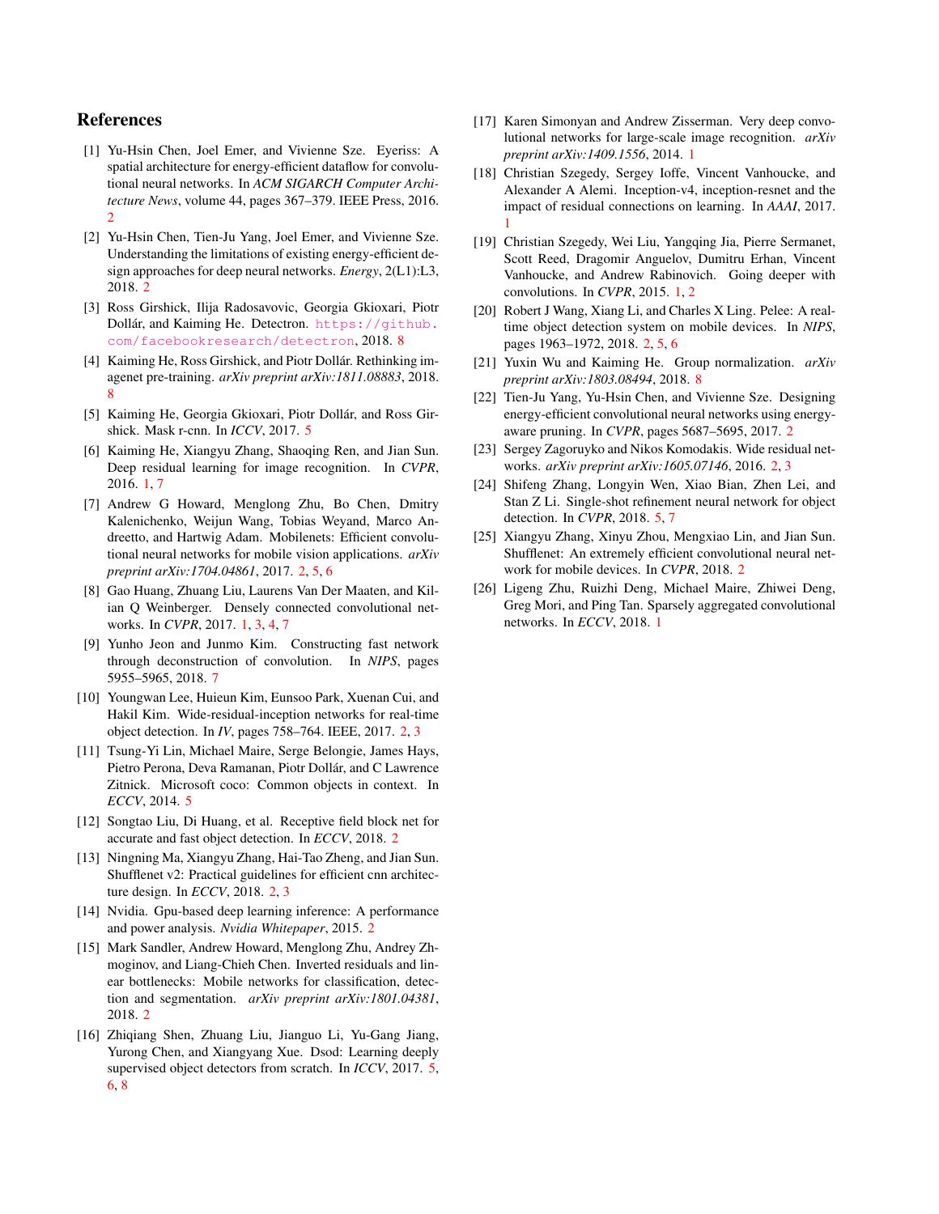## References

[1] Yu-Hsin Chen, Joel Emer, and Vivienne Sze. Eyeriss: A spatial architecture for energy-efficient dataflow for convolutional neural networks. In *ACM SIGARCH Computer Architecture News*, volume 44, pages 367–379. IEEE Press, 2016. 2

[2] Yu-Hsin Chen, Tien-Ju Yang, Joel Emer, and Vivienne Sze. Understanding the limitations of existing energy-efficient design approaches for deep neural networks. *Energy*, 2(L1):L3, 2018. 2

[3] Ross Girshick, Ilija Radosavovic, Georgia Gkioxari, Piotr Dollár, and Kaiming He. Detectron. https://github.com/facebookresearch/detectron, 2018. 8

[4] Kaiming He, Ross Girshick, and Piotr Dollár. Rethinking imagenet pre-training. *arXiv preprint arXiv:1811.08883*, 2018. 8

[5] Kaiming He, Georgia Gkioxari, Piotr Dollár, and Ross Girshick. Mask r-cnn. In *ICCV*, 2017. 5

[6] Kaiming He, Xiangyu Zhang, Shaoqing Ren, and Jian Sun. Deep residual learning for image recognition. In *CVPR*, 2016. 1, 7

[7] Andrew G Howard, Menglong Zhu, Bo Chen, Dmitry Kalenichenko, Weijun Wang, Tobias Weyand, Marco Andreetto, and Hartwig Adam. Mobilenets: Efficient convolutional neural networks for mobile vision applications. *arXiv preprint arXiv:1704.04861*, 2017. 2, 5, 6

[8] Gao Huang, Zhuang Liu, Laurens Van Der Maaten, and Kilian Q Weinberger. Densely connected convolutional networks. In *CVPR*, 2017. 1, 3, 4, 7

[9] Yunho Jeon and Junmo Kim. Constructing fast network through deconstruction of convolution. In *NIPS*, pages 5955–5965, 2018. 7

[10] Youngwan Lee, Huieun Kim, Eunsoo Park, Xuenan Cui, and Hakil Kim. Wide-residual-inception networks for real-time object detection. In *IV*, pages 758–764. IEEE, 2017. 2, 3

[11] Tsung-Yi Lin, Michael Maire, Serge Belongie, James Hays, Pietro Perona, Deva Ramanan, Piotr Dollár, and C Lawrence Zitnick. Microsoft coco: Common objects in context. In *ECCV*, 2014. 5

[12] Songtao Liu, Di Huang, et al. Receptive field block net for accurate and fast object detection. In *ECCV*, 2018. 2

[13] Ningning Ma, Xiangyu Zhang, Hai-Tao Zheng, and Jian Sun. Shufflenet v2: Practical guidelines for efficient cnn architecture design. In *ECCV*, 2018. 2, 3

[14] Nvidia. Gpu-based deep learning inference: A performance and power analysis. *Nvidia Whitepaper*, 2015. 2

[15] Mark Sandler, Andrew Howard, Menglong Zhu, Andrey Zhmoginov, and Liang-Chieh Chen. Inverted residuals and linear bottlenecks: Mobile networks for classification, detection and segmentation. *arXiv preprint arXiv:1801.04381*, 2018. 2

[16] Zhiqiang Shen, Zhuang Liu, Jianguo Li, Yu-Gang Jiang, Yurong Chen, and Xiangyang Xue. Dsod: Learning deeply supervised object detectors from scratch. In *ICCV*, 2017. 5, 6, 8

[17] Karen Simonyan and Andrew Zisserman. Very deep convolutional networks for large-scale image recognition. *arXiv preprint arXiv:1409.1556*, 2014. 1

[18] Christian Szegedy, Sergey Ioffe, Vincent Vanhoucke, and Alexander A Alemi. Inception-v4, inception-resnet and the impact of residual connections on learning. In *AAAI*, 2017. 1

[19] Christian Szegedy, Wei Liu, Yangqing Jia, Pierre Sermanet, Scott Reed, Dragomir Anguelov, Dumitru Erhan, Vincent Vanhoucke, and Andrew Rabinovich. Going deeper with convolutions. In *CVPR*, 2015. 1, 2

[20] Robert J Wang, Xiang Li, and Charles X Ling. Pelee: A real-time object detection system on mobile devices. In *NIPS*, pages 1963–1972, 2018. 2, 5, 6

[21] Yuxin Wu and Kaiming He. Group normalization. *arXiv preprint arXiv:1803.08494*, 2018. 8

[22] Tien-Ju Yang, Yu-Hsin Chen, and Vivienne Sze. Designing energy-efficient convolutional neural networks using energy-aware pruning. In *CVPR*, pages 5687–5695, 2017. 2

[23] Sergey Zagoruyko and Nikos Komodakis. Wide residual networks. *arXiv preprint arXiv:1605.07146*, 2016. 2, 3

[24] Shifeng Zhang, Longyin Wen, Xiao Bian, Zhen Lei, and Stan Z Li. Single-shot refinement neural network for object detection. In *CVPR*, 2018. 5, 7

[25] Xiangyu Zhang, Xinyu Zhou, Mengxiao Lin, and Jian Sun. Shufflenet: An extremely efficient convolutional neural network for mobile devices. In *CVPR*, 2018. 2

[26] Ligeng Zhu, Ruizhi Deng, Michael Maire, Zhiwei Deng, Greg Mori, and Ping Tan. Sparsely aggregated convolutional networks. In *ECCV*, 2018. 1